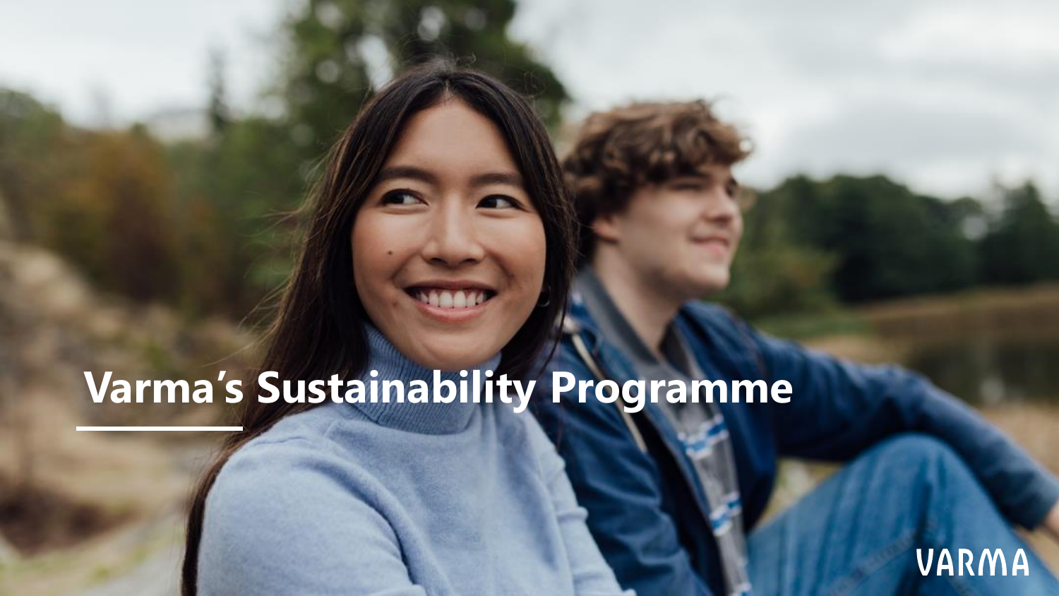# Varma's Sustainability Programme

VARMA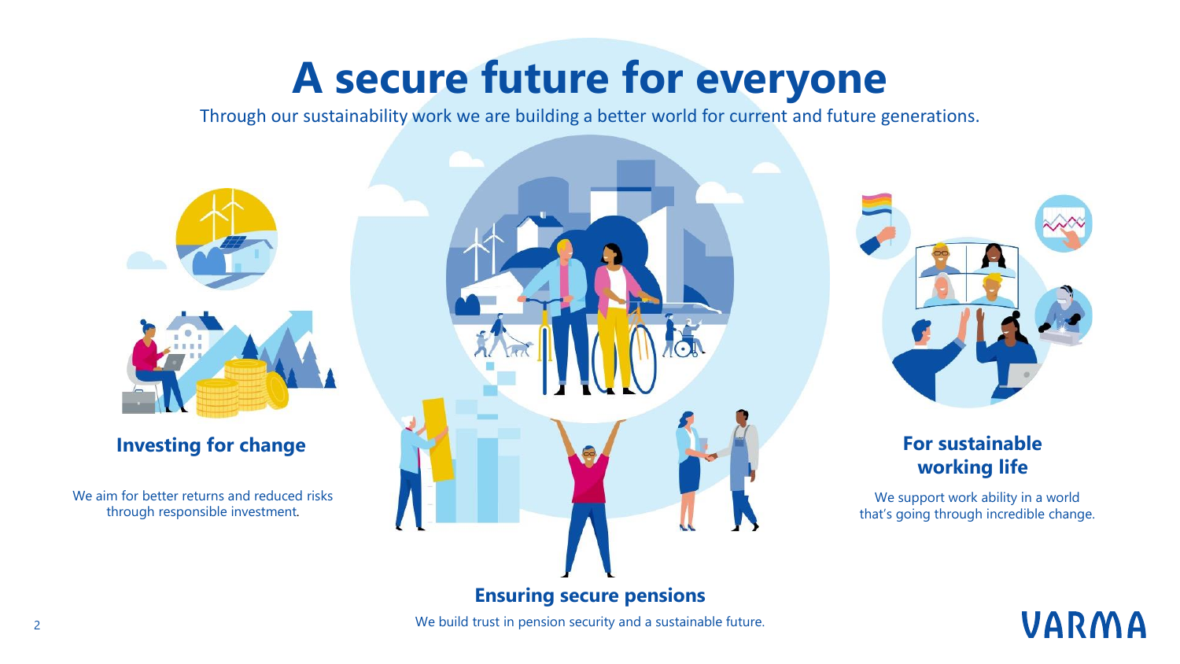# A secure future for everyone

Through our sustainability work we are building a better world for current and future generations.

## Investing for change

We aim for better returns and reduced risks through responsible investment.

## Ensuring secure pensions

We build trust in pension security and a sustainable future.

## For sustainable working life

We support work ability in a world that's going through incredible change.

VARMA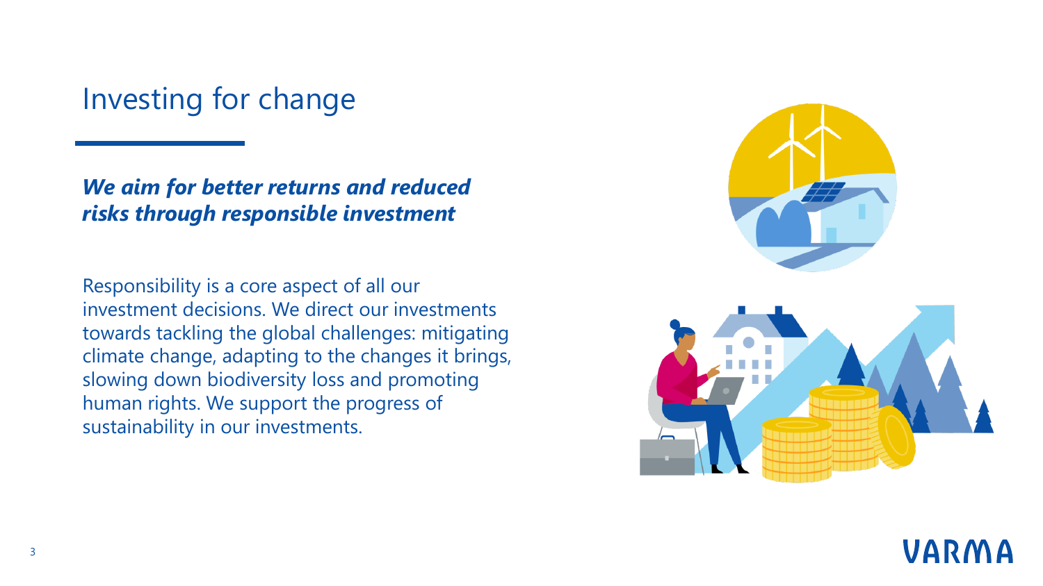# Investing for change

***We aim for better returns and reduced risks through responsible investment***

Responsibility is a core aspect of all our investment decisions. We direct our investments towards tackling the global challenges: mitigating climate change, adapting to the changes it brings, slowing down biodiversity loss and promoting human rights. We support the progress of sustainability in our investments.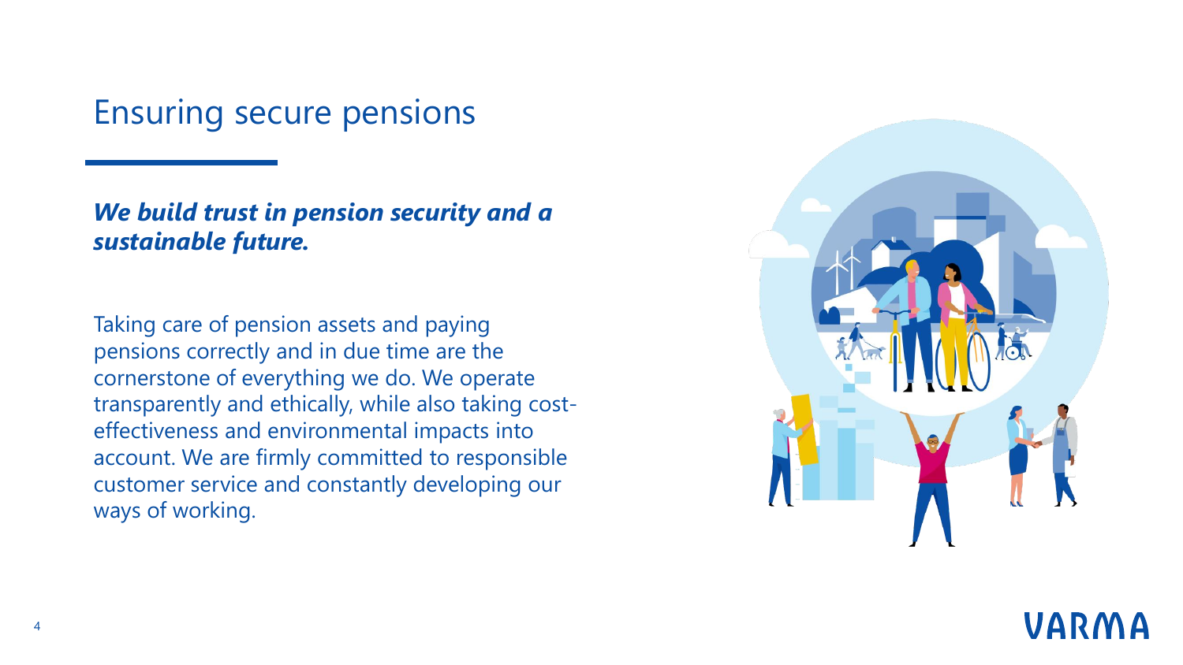# Ensuring secure pensions

***We build trust in pension security and a sustainable future.***

Taking care of pension assets and paying pensions correctly and in due time are the cornerstone of everything we do. We operate transparently and ethically, while also taking cost-effectiveness and environmental impacts into account. We are firmly committed to responsible customer service and constantly developing our ways of working.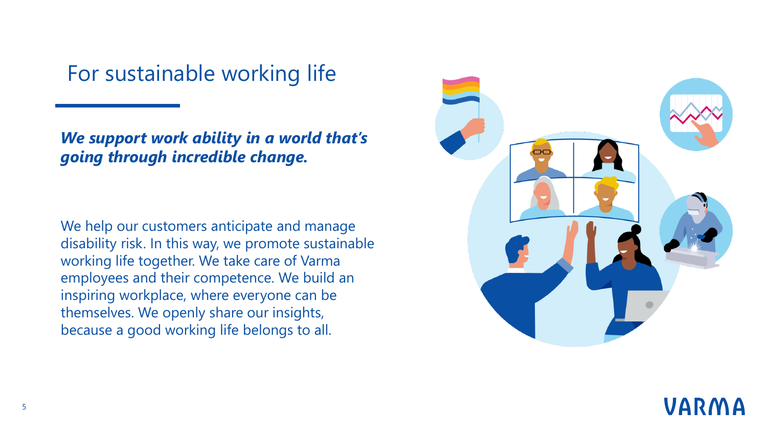# For sustainable working life

***We support work ability in a world that's going through incredible change.***

We help our customers anticipate and manage disability risk. In this way, we promote sustainable working life together. We take care of Varma employees and their competence. We build an inspiring workplace, where everyone can be themselves. We openly share our insights, because a good working life belongs to all.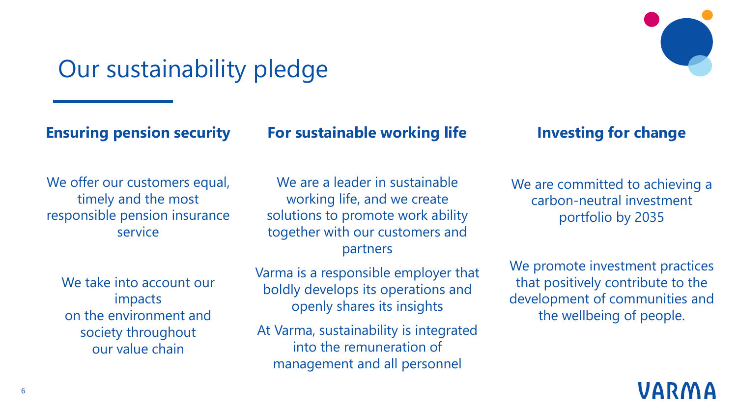# Our sustainability pledge

## Ensuring pension security

We offer our customers equal, timely and the most responsible pension insurance service

We take into account our impacts on the environment and society throughout our value chain

## For sustainable working life

We are a leader in sustainable working life, and we create solutions to promote work ability together with our customers and partners

Varma is a responsible employer that boldly develops its operations and openly shares its insights

At Varma, sustainability is integrated into the remuneration of management and all personnel

## Investing for change

We are committed to achieving a carbon-neutral investment portfolio by 2035

We promote investment practices that positively contribute to the development of communities and the wellbeing of people.

VARMA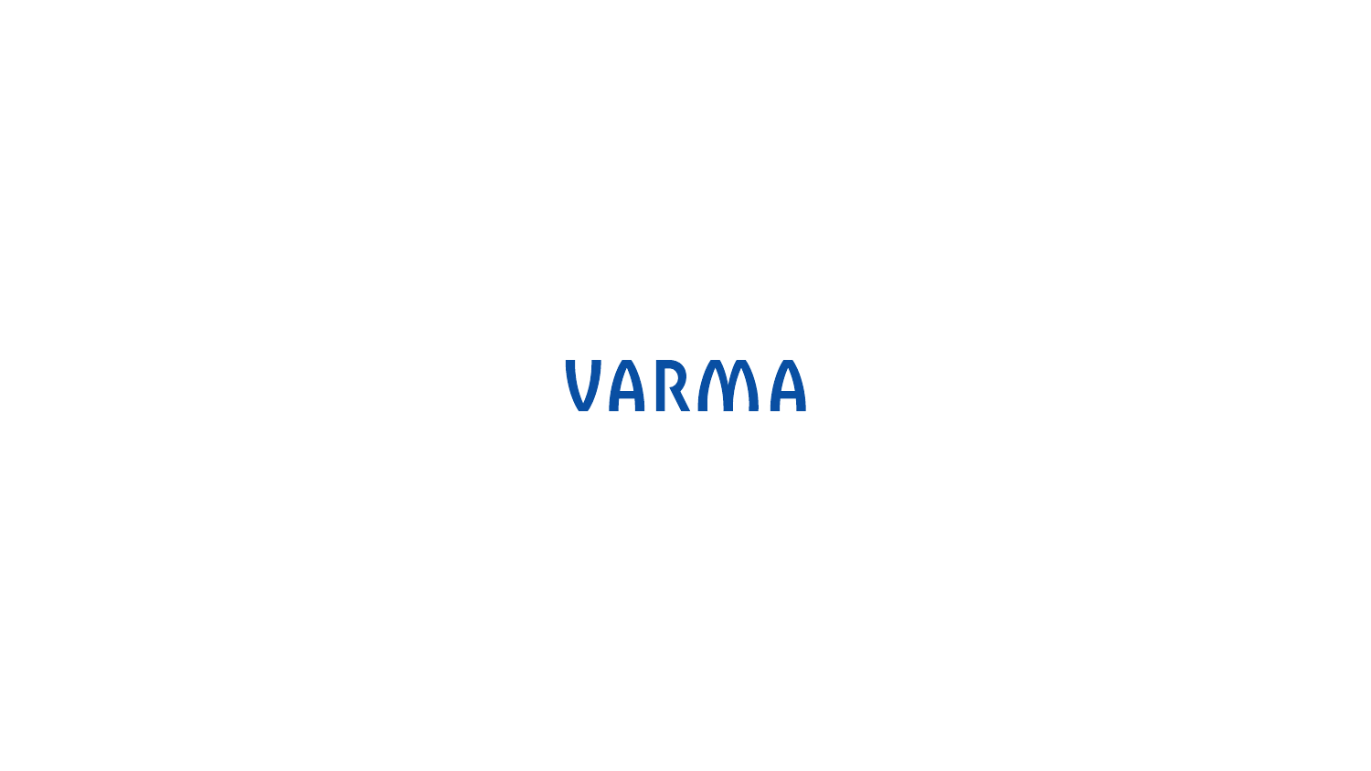VARMA